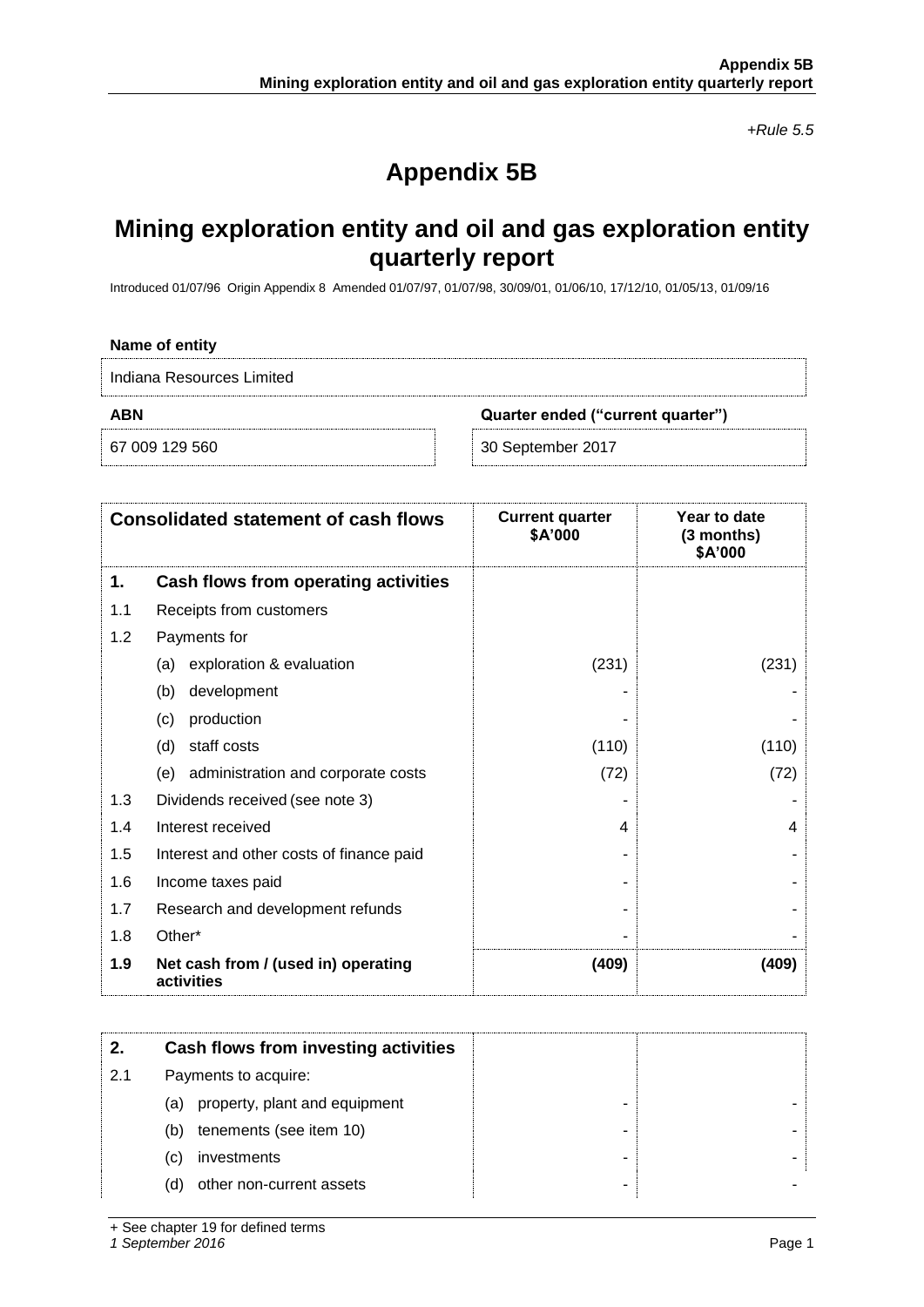*+Rule 5.5*

# Appendix 5B

## Mining exploration entity and oil and gas exploration entity quarterly report

Introduced 01/07/96 Origin Appendix 8 Amended 01/07/97, 01/07/98, 30/09/01, 01/06/10, 17/12/10, 01/05/13, 01/09/16

**Name of entity**

Indiana Resources Limited

| ABN | Quarter ended ("current quarter") |
|---|---|
| 67 009 129 560 | 30 September 2017 |

| | Consolidated statement of cash flows | Current quarter $A'000 | Year to date (3 months) $A'000 |
|---|---|---|---|
| **1.** | **Cash flows from operating activities** | | |
| 1.1 | Receipts from customers | | |
| 1.2 | Payments for | | |
| | (a) exploration & evaluation | (231) | (231) |
| | (b) development | - | - |
| | (c) production | - | - |
| | (d) staff costs | (110) | (110) |
| | (e) administration and corporate costs | (72) | (72) |
| 1.3 | Dividends received (see note 3) | - | - |
| 1.4 | Interest received | 4 | 4 |
| 1.5 | Interest and other costs of finance paid | - | - |
| 1.6 | Income taxes paid | - | - |
| 1.7 | Research and development refunds | - | - |
| 1.8 | Other* | - | - |
| **1.9** | **Net cash from / (used in) operating activities** | **(409)** | **(409)** |

| | | | |
|---|---|---|---|
| **2.** | **Cash flows from investing activities** | | |
| 2.1 | Payments to acquire: | | |
| | (a) property, plant and equipment | - | - |
| | (b) tenements (see item 10) | - | - |
| | (c) investments | - | - |
| | (d) other non-current assets | - | - |

+ See chapter 19 for defined terms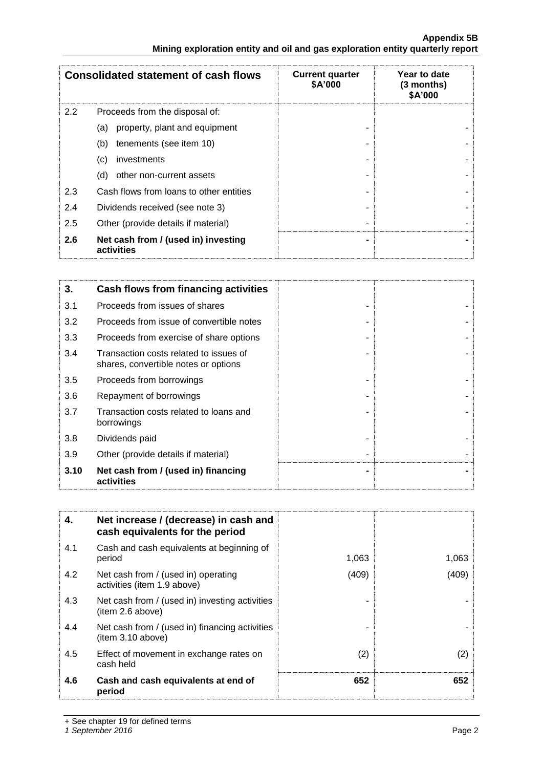| Consolidated statement of cash flows | | Current quarter \$A'000 | Year to date (3 months) \$A'000 |
|---|---|---|---|
| 2.2 | Proceeds from the disposal of: | | |
| | (a) property, plant and equipment | - | - |
| | (b) tenements (see item 10) | - | - |
| | (c) investments | - | - |
| | (d) other non-current assets | - | - |
| 2.3 | Cash flows from loans to other entities | - | - |
| 2.4 | Dividends received (see note 3) | - | - |
| 2.5 | Other (provide details if material) | - | - |
| **2.6** | **Net cash from / (used in) investing activities** | **-** | **-** |

| 3. | Cash flows from financing activities | | |
|---|---|---|---|
| 3.1 | Proceeds from issues of shares | - | - |
| 3.2 | Proceeds from issue of convertible notes | - | - |
| 3.3 | Proceeds from exercise of share options | - | - |
| 3.4 | Transaction costs related to issues of shares, convertible notes or options | - | - |
| 3.5 | Proceeds from borrowings | - | - |
| 3.6 | Repayment of borrowings | - | - |
| 3.7 | Transaction costs related to loans and borrowings | - | - |
| 3.8 | Dividends paid | - | - |
| 3.9 | Other (provide details if material) | - | - |
| **3.10** | **Net cash from / (used in) financing activities** | **-** | **-** |

| 4. | Net increase / (decrease) in cash and cash equivalents for the period | | |
|---|---|---|---|
| 4.1 | Cash and cash equivalents at beginning of period | 1,063 | 1,063 |
| 4.2 | Net cash from / (used in) operating activities (item 1.9 above) | (409) | (409) |
| 4.3 | Net cash from / (used in) investing activities (item 2.6 above) | - | - |
| 4.4 | Net cash from / (used in) financing activities (item 3.10 above) | - | - |
| 4.5 | Effect of movement in exchange rates on cash held | (2) | (2) |
| **4.6** | **Cash and cash equivalents at end of period** | **652** | **652** |

+ See chapter 19 for defined terms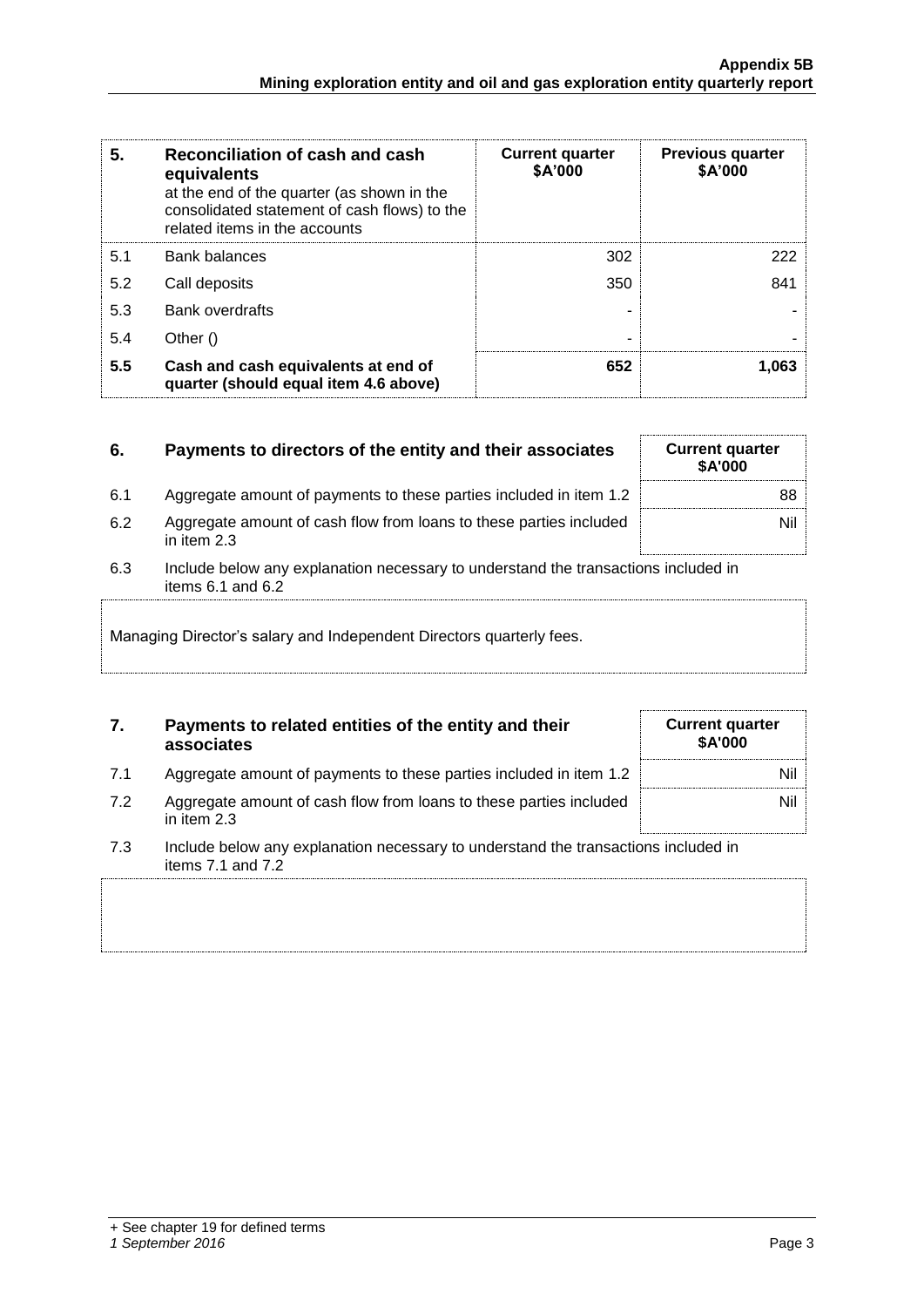| 5. | Reconciliation of cash and cash equivalents at the end of the quarter (as shown in the consolidated statement of cash flows) to the related items in the accounts | Current quarter $A'000 | Previous quarter $A'000 |
|---|---|---|---|
| 5.1 | Bank balances | 302 | 222 |
| 5.2 | Call deposits | 350 | 841 |
| 5.3 | Bank overdrafts | - | - |
| 5.4 | Other () | - | - |
| **5.5** | **Cash and cash equivalents at end of quarter (should equal item 4.6 above)** | **652** | **1,063** |

| 6. | Payments to directors of the entity and their associates | Current quarter $A'000 |
|---|---|---|
| 6.1 | Aggregate amount of payments to these parties included in item 1.2 | 88 |
| 6.2 | Aggregate amount of cash flow from loans to these parties included in item 2.3 | Nil |

6.3 Include below any explanation necessary to understand the transactions included in items 6.1 and 6.2

Managing Director's salary and Independent Directors quarterly fees.

| 7. | Payments to related entities of the entity and their associates | Current quarter $A'000 |
|---|---|---|
| 7.1 | Aggregate amount of payments to these parties included in item 1.2 | Nil |
| 7.2 | Aggregate amount of cash flow from loans to these parties included in item 2.3 | Nil |

7.3 Include below any explanation necessary to understand the transactions included in items 7.1 and 7.2

+ See chapter 19 for defined terms

*1 September 2016*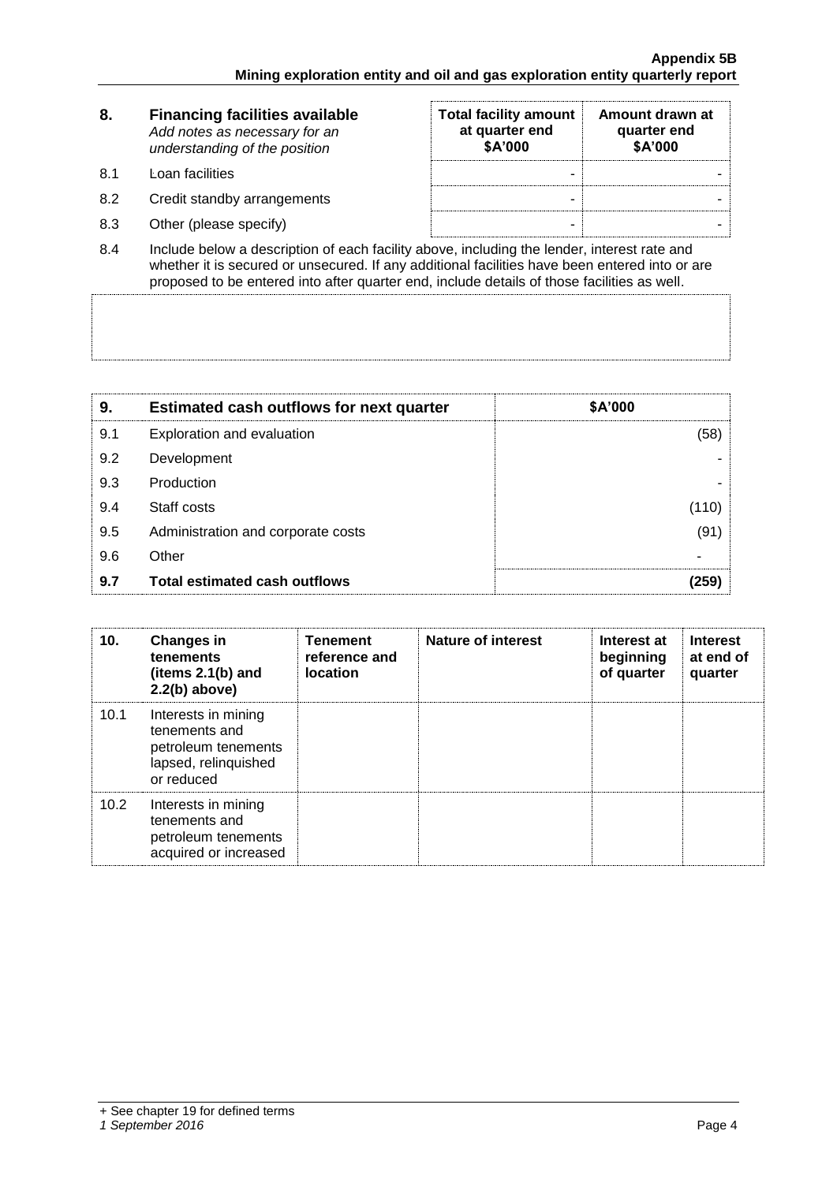| 8. | **Financing facilities available**<br>*Add notes as necessary for an understanding of the position* | **Total facility amount at quarter end $A'000** | **Amount drawn at quarter end $A'000** |
|---|---|---|---|
| 8.1 | Loan facilities | - | - |
| 8.2 | Credit standby arrangements | - | - |
| 8.3 | Other (please specify) | - | - |

8.4 Include below a description of each facility above, including the lender, interest rate and whether it is secured or unsecured. If any additional facilities have been entered into or are proposed to be entered into after quarter end, include details of those facilities as well.

| 9. | **Estimated cash outflows for next quarter** | **$A'000** |
|---|---|---|
| 9.1 | Exploration and evaluation | (58) |
| 9.2 | Development | - |
| 9.3 | Production | - |
| 9.4 | Staff costs | (110) |
| 9.5 | Administration and corporate costs | (91) |
| 9.6 | Other | - |
| **9.7** | **Total estimated cash outflows** | **(259)** |

| 10. | **Changes in tenements (items 2.1(b) and 2.2(b) above)** | **Tenement reference and location** | **Nature of interest** | **Interest at beginning of quarter** | **Interest at end of quarter** |
|---|---|---|---|---|---|
| 10.1 | Interests in mining tenements and petroleum tenements lapsed, relinquished or reduced | | | | |
| 10.2 | Interests in mining tenements and petroleum tenements acquired or increased | | | | |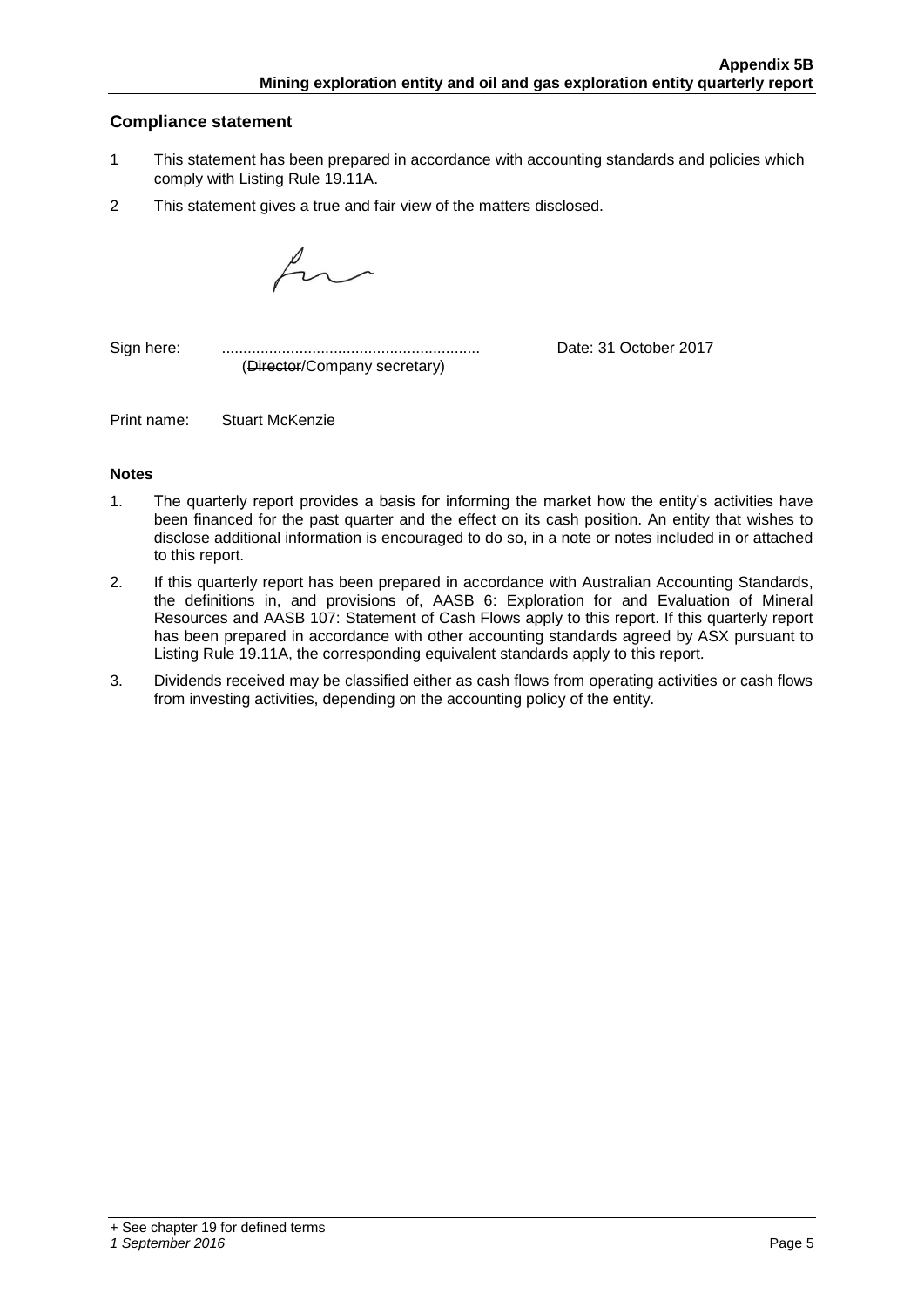## Compliance statement

1 This statement has been prepared in accordance with accounting standards and policies which comply with Listing Rule 19.11A.

2 This statement gives a true and fair view of the matters disclosed.

Sign here: ............................................................ Date: 31 October 2017
(~~Director~~/Company secretary)

Print name: Stuart McKenzie

### Notes

1. The quarterly report provides a basis for informing the market how the entity's activities have been financed for the past quarter and the effect on its cash position. An entity that wishes to disclose additional information is encouraged to do so, in a note or notes included in or attached to this report.
2. If this quarterly report has been prepared in accordance with Australian Accounting Standards, the definitions in, and provisions of, AASB 6: Exploration for and Evaluation of Mineral Resources and AASB 107: Statement of Cash Flows apply to this report. If this quarterly report has been prepared in accordance with other accounting standards agreed by ASX pursuant to Listing Rule 19.11A, the corresponding equivalent standards apply to this report.
3. Dividends received may be classified either as cash flows from operating activities or cash flows from investing activities, depending on the accounting policy of the entity.